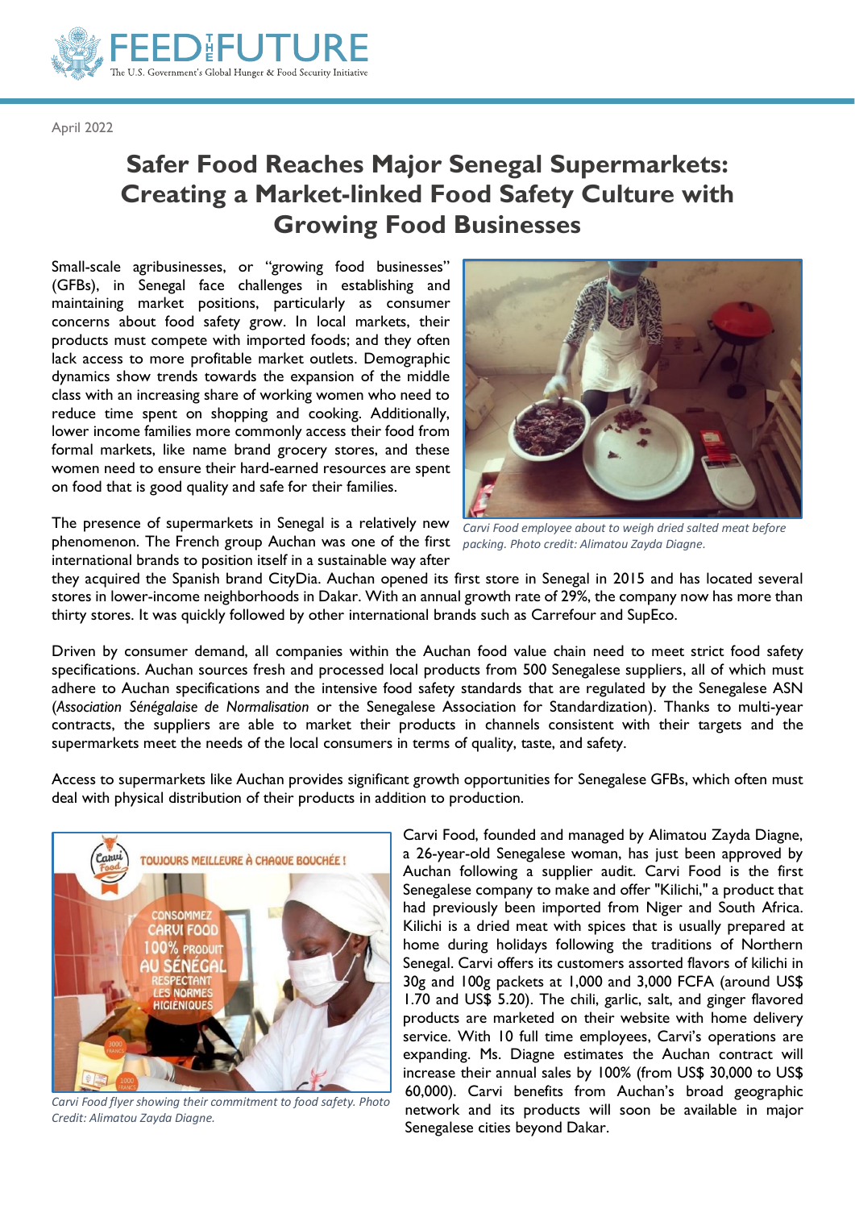April 2022

# Safer Food Reaches Major Senegal Supermarkets: Creating a Market-linked Food Safety Culture with Growing Food Businesses

Small-scale agribusinesses, or "growing food businesses" (GFBs), in Senegal face challenges in establishing and maintaining market positions, particularly as consumer concerns about food safety grow. In local markets, their products must compete with imported foods; and they often lack access to more profitable market outlets. Demographic dynamics show trends towards the expansion of the middle class with an increasing share of working women who need to reduce time spent on shopping and cooking. Additionally, lower income families more commonly access their food from formal markets, like name brand grocery stores, and these women need to ensure their hard-earned resources are spent on food that is good quality and safe for their families.

*Carvi Food employee about to weigh dried salted meat before packing. Photo credit: Alimatou Zayda Diagne.*

The presence of supermarkets in Senegal is a relatively new phenomenon. The French group Auchan was one of the first international brands to position itself in a sustainable way after they acquired the Spanish brand CityDia. Auchan opened its first store in Senegal in 2015 and has located several stores in lower-income neighborhoods in Dakar. With an annual growth rate of 29%, the company now has more than thirty stores. It was quickly followed by other international brands such as Carrefour and SupEco.

Driven by consumer demand, all companies within the Auchan food value chain need to meet strict food safety specifications. Auchan sources fresh and processed local products from 500 Senegalese suppliers, all of which must adhere to Auchan specifications and the intensive food safety standards that are regulated by the Senegalese ASN (*Association Sénégalaise de Normalisation* or the Senegalese Association for Standardization). Thanks to multi-year contracts, the suppliers are able to market their products in channels consistent with their targets and the supermarkets meet the needs of the local consumers in terms of quality, taste, and safety.

Access to supermarkets like Auchan provides significant growth opportunities for Senegalese GFBs, which often must deal with physical distribution of their products in addition to production.

*Carvi Food flyer showing their commitment to food safety. Photo Credit: Alimatou Zayda Diagne.*

Carvi Food, founded and managed by Alimatou Zayda Diagne, a 26-year-old Senegalese woman, has just been approved by Auchan following a supplier audit. Carvi Food is the first Senegalese company to make and offer "Kilichi," a product that had previously been imported from Niger and South Africa. Kilichi is a dried meat with spices that is usually prepared at home during holidays following the traditions of Northern Senegal. Carvi offers its customers assorted flavors of kilichi in 30g and 100g packets at 1,000 and 3,000 FCFA (around US$ 1.70 and US$ 5.20). The chili, garlic, salt, and ginger flavored products are marketed on their website with home delivery service. With 10 full time employees, Carvi's operations are expanding. Ms. Diagne estimates the Auchan contract will increase their annual sales by 100% (from US$ 30,000 to US$ 60,000). Carvi benefits from Auchan's broad geographic network and its products will soon be available in major Senegalese cities beyond Dakar.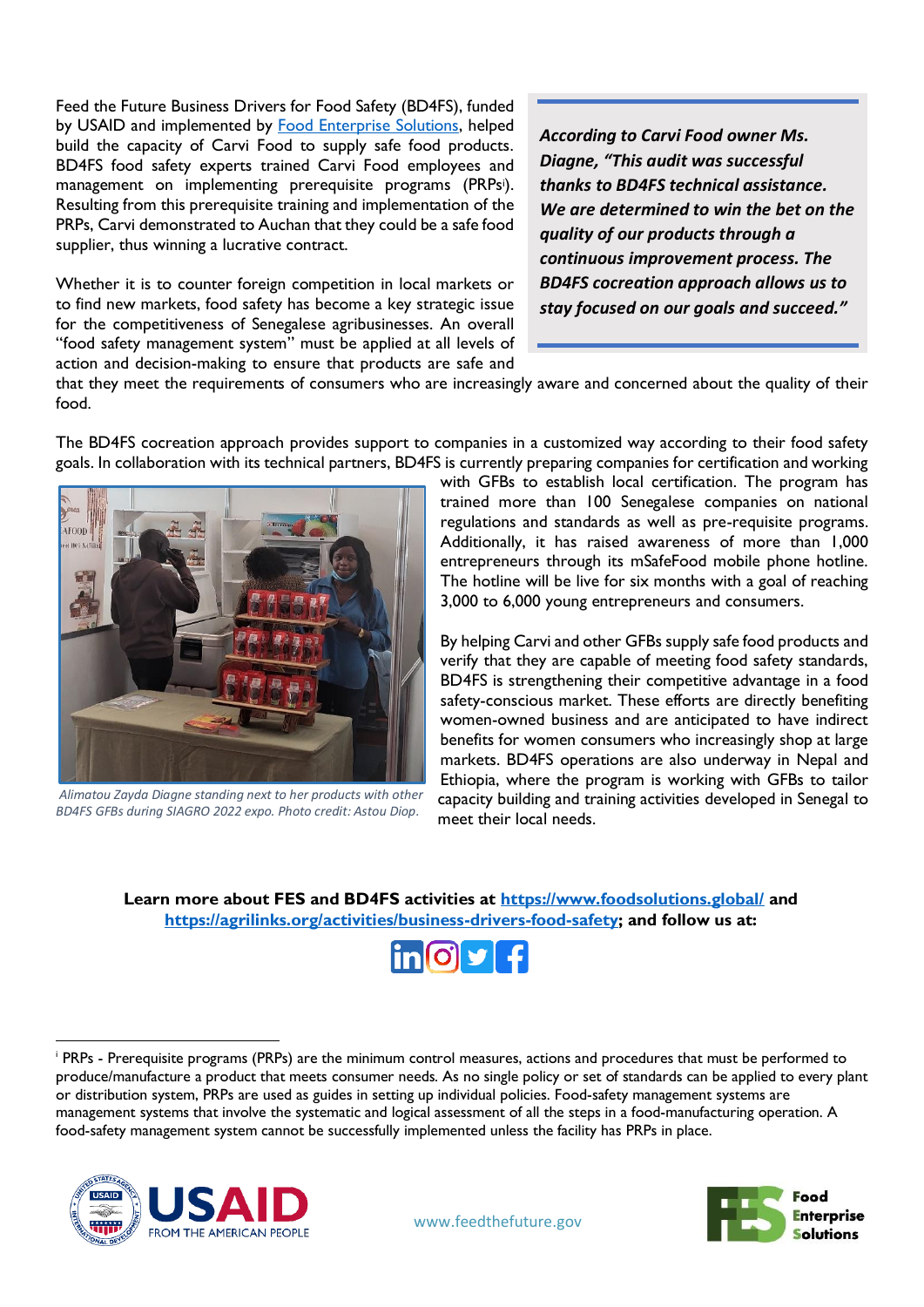Feed the Future Business Drivers for Food Safety (BD4FS), funded by USAID and implemented by [Food Enterprise Solutions](https://www.foodsolutions.global/), helped build the capacity of Carvi Food to supply safe food products. BD4FS food safety experts trained Carvi Food employees and management on implementing prerequisite programs (PRPs[i]). Resulting from this prerequisite training and implementation of the PRPs, Carvi demonstrated to Auchan that they could be a safe food supplier, thus winning a lucrative contract.

> ***According to Carvi Food owner Ms. Diagne, "This audit was successful thanks to BD4FS technical assistance. We are determined to win the bet on the quality of our products through a continuous improvement process. The BD4FS cocreation approach allows us to stay focused on our goals and succeed."***

Whether it is to counter foreign competition in local markets or to find new markets, food safety has become a key strategic issue for the competitiveness of Senegalese agribusinesses. An overall "food safety management system" must be applied at all levels of action and decision-making to ensure that products are safe and that they meet the requirements of consumers who are increasingly aware and concerned about the quality of their food.

The BD4FS cocreation approach provides support to companies in a customized way according to their food safety goals. In collaboration with its technical partners, BD4FS is currently preparing companies for certification and working with GFBs to establish local certification. The program has trained more than 100 Senegalese companies on national regulations and standards as well as pre-requisite programs. Additionally, it has raised awareness of more than 1,000 entrepreneurs through its mSafeFood mobile phone hotline. The hotline will be live for six months with a goal of reaching 3,000 to 6,000 young entrepreneurs and consumers.

*Alimatou Zayda Diagne standing next to her products with other BD4FS GFBs during SIAGRO 2022 expo. Photo credit: Astou Diop.*

By helping Carvi and other GFBs supply safe food products and verify that they are capable of meeting food safety standards, BD4FS is strengthening their competitive advantage in a food safety-conscious market. These efforts are directly benefiting women-owned business and are anticipated to have indirect benefits for women consumers who increasingly shop at large markets. BD4FS operations are also underway in Nepal and Ethiopia, where the program is working with GFBs to tailor capacity building and training activities developed in Senegal to meet their local needs.

**Learn more about FES and BD4FS activities at [https://www.foodsolutions.global/](https://www.foodsolutions.global/) and [https://agrilinks.org/activities/business-drivers-food-safety](https://agrilinks.org/activities/business-drivers-food-safety); and follow us at:**

---

[i] PRPs - Prerequisite programs (PRPs) are the minimum control measures, actions and procedures that must be performed to produce/manufacture a product that meets consumer needs. As no single policy or set of standards can be applied to every plant or distribution system, PRPs are used as guides in setting up individual policies. Food-safety management systems are management systems that involve the systematic and logical assessment of all the steps in a food-manufacturing operation. A food-safety management system cannot be successfully implemented unless the facility has PRPs in place.

USAID FROM THE AMERICAN PEOPLE

www.feedthefuture.gov

Food Enterprise Solutions